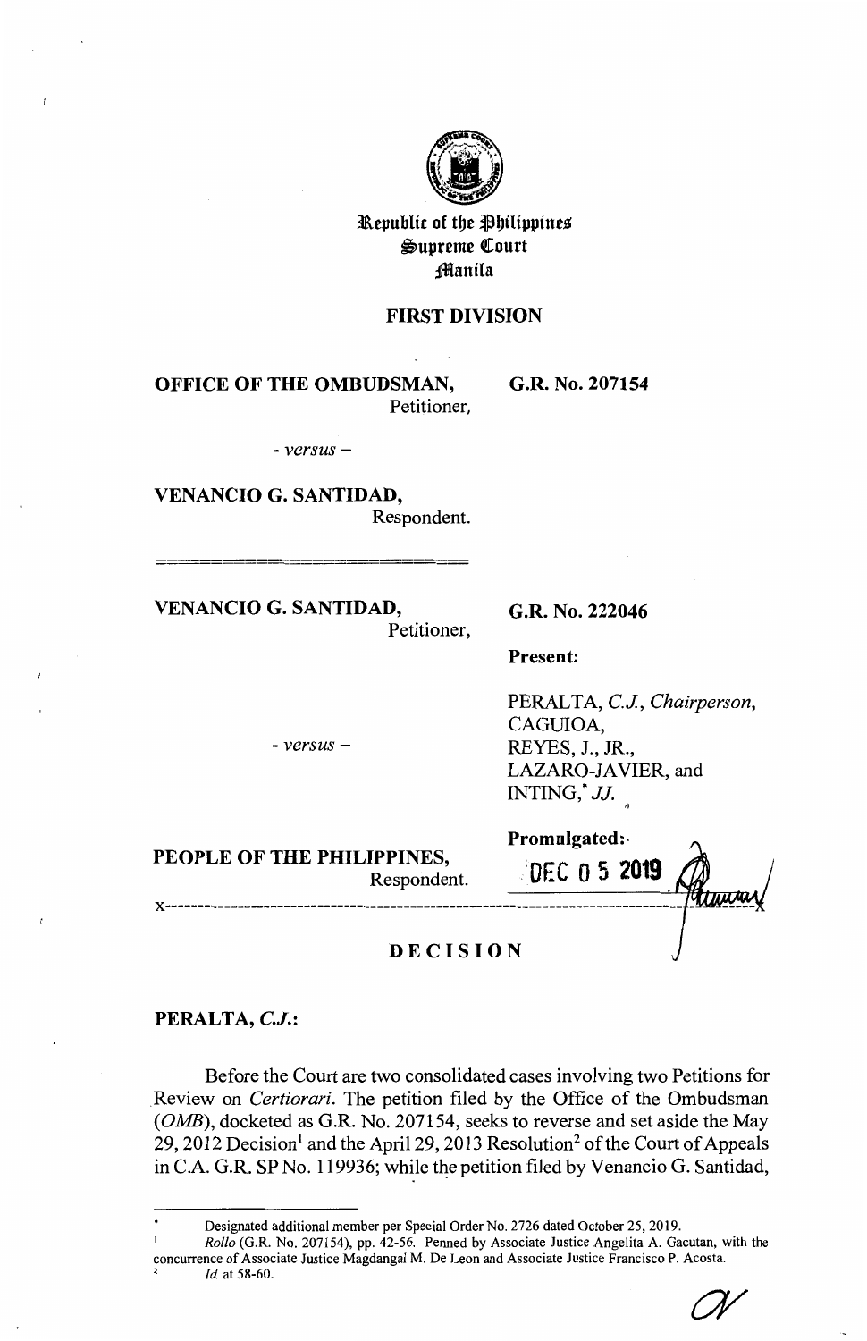Republic of the Philippines
Supreme Court
Manila

**FIRST DIVISION**

**OFFICE OF THE OMBUDSMAN,**
Petitioner,

**G.R. No. 207154**

*- versus -*

**VENANCIO G. SANTIDAD,**
Respondent.

---

**VENANCIO G. SANTIDAD,**
Petitioner,

**G.R. No. 222046**

**Present:**

PERALTA, *C.J., Chairperson,*
CAGUIOA,
REYES, J., JR.,
LAZARO-JAVIER, and
INTING,[*] *JJ.*

*- versus -*

**PEOPLE OF THE PHILIPPINES,**
Respondent.

**Promulgated:**
DEC 0 5 2019

x-----------------------------------------------------------------------------------x

# DECISION

**PERALTA, *C.J.*:**

Before the Court are two consolidated cases involving two Petitions for Review on *Certiorari*. The petition filed by the Office of the Ombudsman (*OMB*), docketed as G.R. No. 207154, seeks to reverse and set aside the May 29, 2012 Decision[1] and the April 29, 2013 Resolution[2] of the Court of Appeals in C.A. G.R. SP No. 119936; while the petition filed by Venancio G. Santidad,

---

[*] Designated additional member per Special Order No. 2726 dated October 25, 2019.

[1] *Rollo* (G.R. No. 207154), pp. 42-56. Penned by Associate Justice Angelita A. Gacutan, with the concurrence of Associate Justice Magdangal M. De Leon and Associate Justice Francisco P. Acosta.

[2] *Id* at 58-60.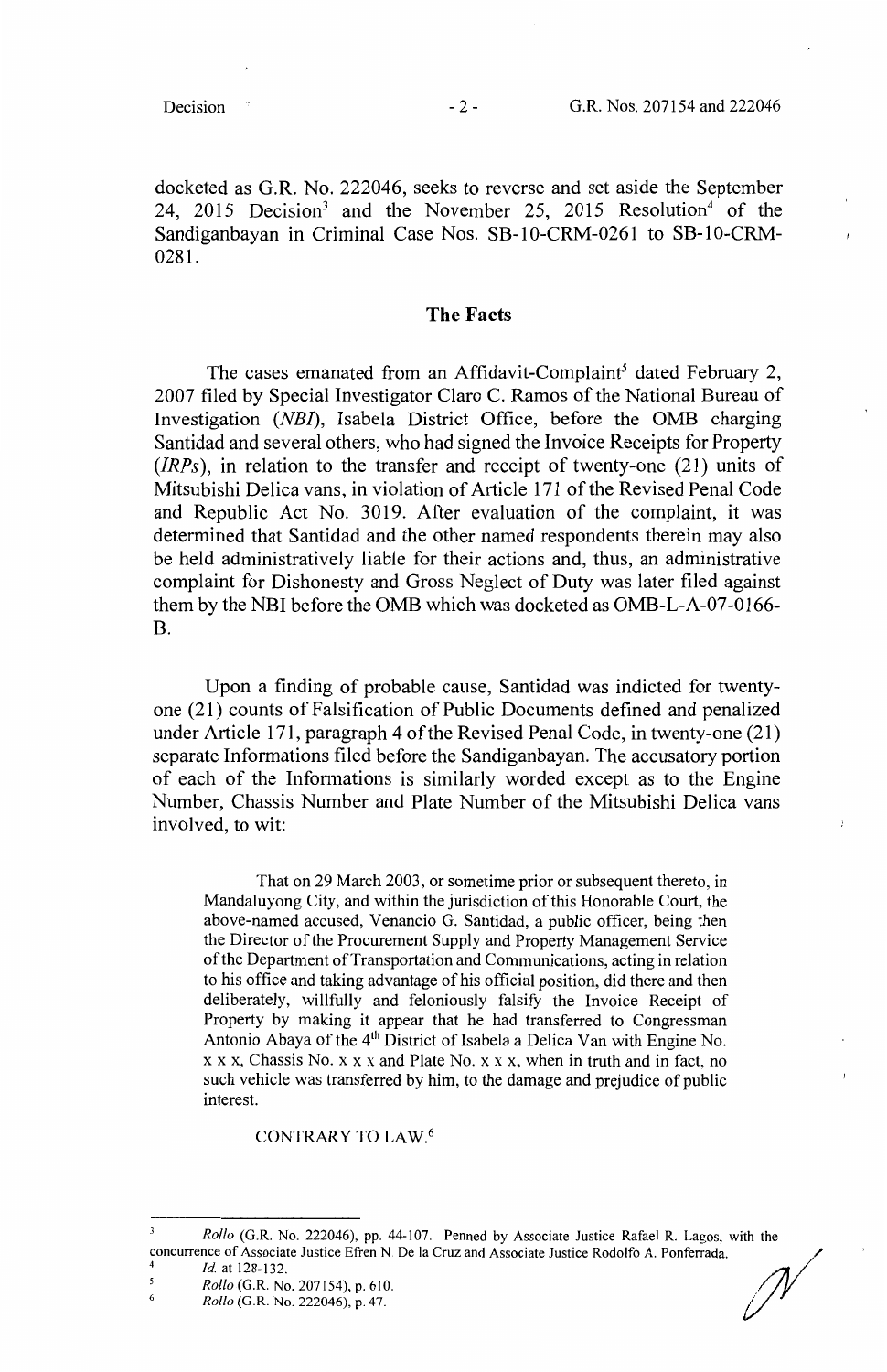docketed as G.R. No. 222046, seeks to reverse and set aside the September 24, 2015 Decision[3] and the November 25, 2015 Resolution[4] of the Sandiganbayan in Criminal Case Nos. SB-10-CRM-0261 to SB-10-CRM-0281.

## The Facts

The cases emanated from an Affidavit-Complaint[5] dated February 2, 2007 filed by Special Investigator Claro C. Ramos of the National Bureau of Investigation (*NBI*), Isabela District Office, before the OMB charging Santidad and several others, who had signed the Invoice Receipts for Property (*IRPs*), in relation to the transfer and receipt of twenty-one (21) units of Mitsubishi Delica vans, in violation of Article 171 of the Revised Penal Code and Republic Act No. 3019. After evaluation of the complaint, it was determined that Santidad and the other named respondents therein may also be held administratively liable for their actions and, thus, an administrative complaint for Dishonesty and Gross Neglect of Duty was later filed against them by the NBI before the OMB which was docketed as OMB-L-A-07-0166-B.

Upon a finding of probable cause, Santidad was indicted for twenty-one (21) counts of Falsification of Public Documents defined and penalized under Article 171, paragraph 4 of the Revised Penal Code, in twenty-one (21) separate Informations filed before the Sandiganbayan. The accusatory portion of each of the Informations is similarly worded except as to the Engine Number, Chassis Number and Plate Number of the Mitsubishi Delica vans involved, to wit:

> That on 29 March 2003, or sometime prior or subsequent thereto, in Mandaluyong City, and within the jurisdiction of this Honorable Court, the above-named accused, Venancio G. Santidad, a public officer, being then the Director of the Procurement Supply and Property Management Service of the Department of Transportation and Communications, acting in relation to his office and taking advantage of his official position, did there and then deliberately, willfully and feloniously falsify the Invoice Receipt of Property by making it appear that he had transferred to Congressman Antonio Abaya of the 4th District of Isabela a Delica Van with Engine No. x x x, Chassis No. x x x and Plate No. x x x, when in truth and in fact, no such vehicle was transferred by him, to the damage and prejudice of public interest.
>
> CONTRARY TO LAW.[6]

---

[3] *Rollo* (G.R. No. 222046), pp. 44-107. Penned by Associate Justice Rafael R. Lagos, with the concurrence of Associate Justice Efren N. De la Cruz and Associate Justice Rodolfo A. Ponferrada.

[4] *Id.* at 128-132.

[5] *Rollo* (G.R. No. 207154), p. 610.

[6] *Rollo* (G.R. No. 222046), p. 47.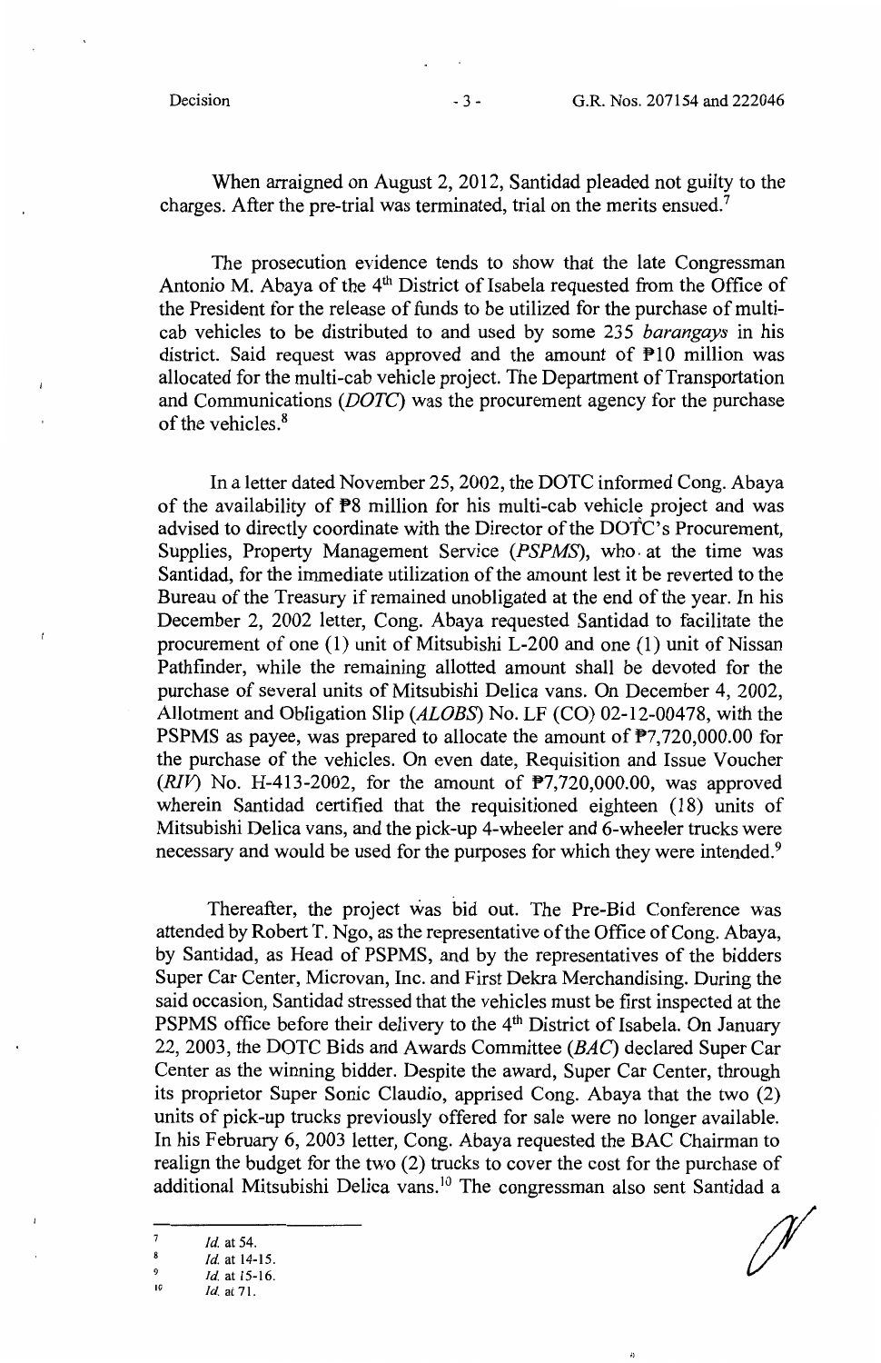When arraigned on August 2, 2012, Santidad pleaded not guilty to the charges. After the pre-trial was terminated, trial on the merits ensued.[7]

The prosecution evidence tends to show that the late Congressman Antonio M. Abaya of the 4th District of Isabela requested from the Office of the President for the release of funds to be utilized for the purchase of multi-cab vehicles to be distributed to and used by some 235 *barangays* in his district. Said request was approved and the amount of ₱10 million was allocated for the multi-cab vehicle project. The Department of Transportation and Communications (*DOTC*) was the procurement agency for the purchase of the vehicles.[8]

In a letter dated November 25, 2002, the DOTC informed Cong. Abaya of the availability of ₱8 million for his multi-cab vehicle project and was advised to directly coordinate with the Director of the DOTC's Procurement, Supplies, Property Management Service (*PSPMS*), who at the time was Santidad, for the immediate utilization of the amount lest it be reverted to the Bureau of the Treasury if remained unobligated at the end of the year. In his December 2, 2002 letter, Cong. Abaya requested Santidad to facilitate the procurement of one (1) unit of Mitsubishi L-200 and one (1) unit of Nissan Pathfinder, while the remaining allotted amount shall be devoted for the purchase of several units of Mitsubishi Delica vans. On December 4, 2002, Allotment and Obligation Slip (*ALOBS*) No. LF (CO) 02-12-00478, with the PSPMS as payee, was prepared to allocate the amount of ₱7,720,000.00 for the purchase of the vehicles. On even date, Requisition and Issue Voucher (*RIV*) No. H-413-2002, for the amount of ₱7,720,000.00, was approved wherein Santidad certified that the requisitioned eighteen (18) units of Mitsubishi Delica vans, and the pick-up 4-wheeler and 6-wheeler trucks were necessary and would be used for the purposes for which they were intended.[9]

Thereafter, the project was bid out. The Pre-Bid Conference was attended by Robert T. Ngo, as the representative of the Office of Cong. Abaya, by Santidad, as Head of PSPMS, and by the representatives of the bidders Super Car Center, Microvan, Inc. and First Dekra Merchandising. During the said occasion, Santidad stressed that the vehicles must be first inspected at the PSPMS office before their delivery to the 4th District of Isabela. On January 22, 2003, the DOTC Bids and Awards Committee (*BAC*) declared Super Car Center as the winning bidder. Despite the award, Super Car Center, through its proprietor Super Sonic Claudio, apprised Cong. Abaya that the two (2) units of pick-up trucks previously offered for sale were no longer available. In his February 6, 2003 letter, Cong. Abaya requested the BAC Chairman to realign the budget for the two (2) trucks to cover the cost for the purchase of additional Mitsubishi Delica vans.[10] The congressman also sent Santidad a

---

[7] *Id.* at 54.

[8] *Id.* at 14-15.

[9] *Id.* at 15-16.

[10] *Id.* at 71.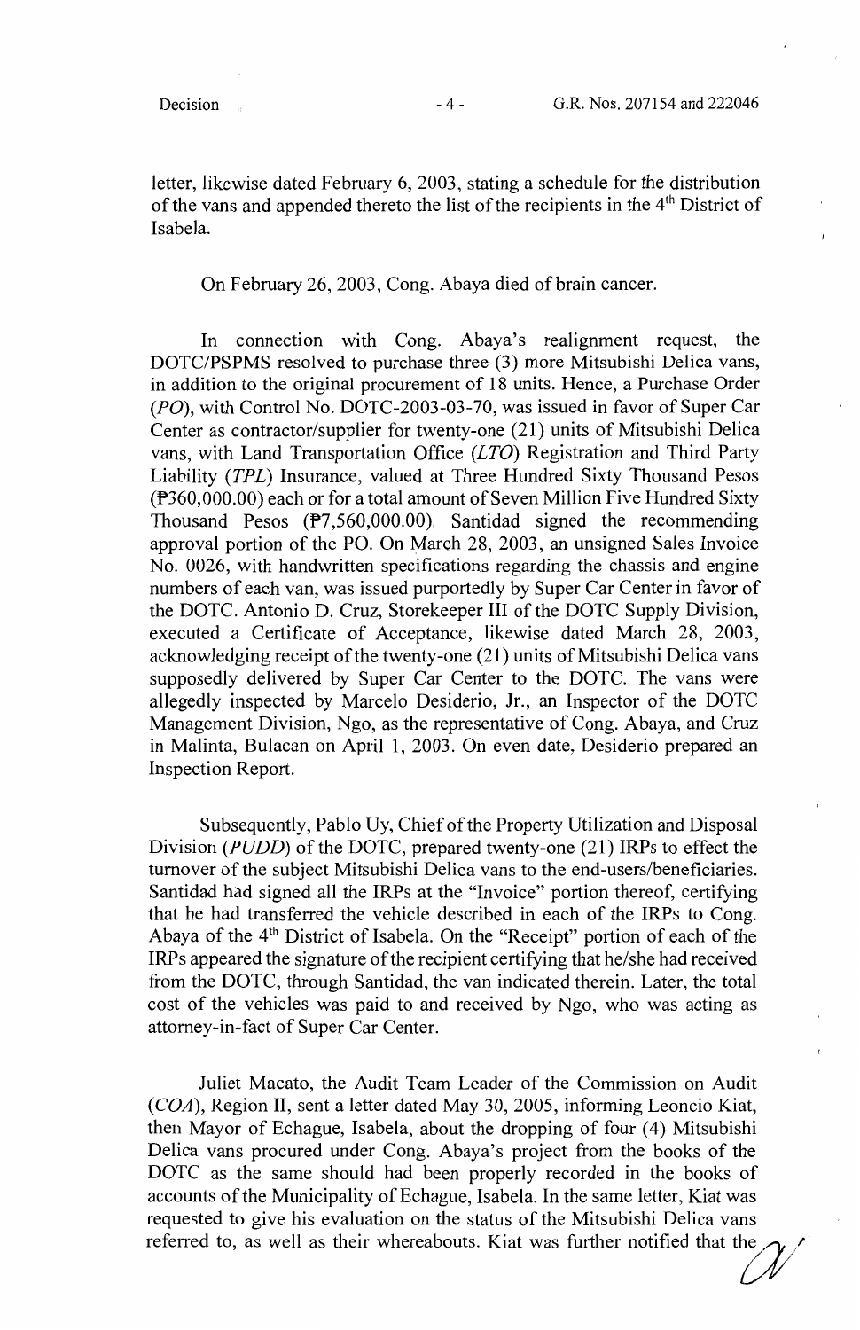letter, likewise dated February 6, 2003, stating a schedule for the distribution of the vans and appended thereto the list of the recipients in the 4th District of Isabela.

On February 26, 2003, Cong. Abaya died of brain cancer.

In connection with Cong. Abaya's realignment request, the DOTC/PSPMS resolved to purchase three (3) more Mitsubishi Delica vans, in addition to the original procurement of 18 units. Hence, a Purchase Order (*PO*), with Control No. DOTC-2003-03-70, was issued in favor of Super Car Center as contractor/supplier for twenty-one (21) units of Mitsubishi Delica vans, with Land Transportation Office (*LTO*) Registration and Third Party Liability (*TPL*) Insurance, valued at Three Hundred Sixty Thousand Pesos (₱360,000.00) each or for a total amount of Seven Million Five Hundred Sixty Thousand Pesos (₱7,560,000.00). Santidad signed the recommending approval portion of the PO. On March 28, 2003, an unsigned Sales Invoice No. 0026, with handwritten specifications regarding the chassis and engine numbers of each van, was issued purportedly by Super Car Center in favor of the DOTC. Antonio D. Cruz, Storekeeper III of the DOTC Supply Division, executed a Certificate of Acceptance, likewise dated March 28, 2003, acknowledging receipt of the twenty-one (21) units of Mitsubishi Delica vans supposedly delivered by Super Car Center to the DOTC. The vans were allegedly inspected by Marcelo Desiderio, Jr., an Inspector of the DOTC Management Division, Ngo, as the representative of Cong. Abaya, and Cruz in Malinta, Bulacan on April 1, 2003. On even date, Desiderio prepared an Inspection Report.

Subsequently, Pablo Uy, Chief of the Property Utilization and Disposal Division (*PUDD*) of the DOTC, prepared twenty-one (21) IRPs to effect the turnover of the subject Mitsubishi Delica vans to the end-users/beneficiaries. Santidad had signed all the IRPs at the "Invoice" portion thereof, certifying that he had transferred the vehicle described in each of the IRPs to Cong. Abaya of the 4th District of Isabela. On the "Receipt" portion of each of the IRPs appeared the signature of the recipient certifying that he/she had received from the DOTC, through Santidad, the van indicated therein. Later, the total cost of the vehicles was paid to and received by Ngo, who was acting as attorney-in-fact of Super Car Center.

Juliet Macato, the Audit Team Leader of the Commission on Audit (*COA*), Region II, sent a letter dated May 30, 2005, informing Leoncio Kiat, then Mayor of Echague, Isabela, about the dropping of four (4) Mitsubishi Delica vans procured under Cong. Abaya's project from the books of the DOTC as the same should had been properly recorded in the books of accounts of the Municipality of Echague, Isabela. In the same letter, Kiat was requested to give his evaluation on the status of the Mitsubishi Delica vans referred to, as well as their whereabouts. Kiat was further notified that the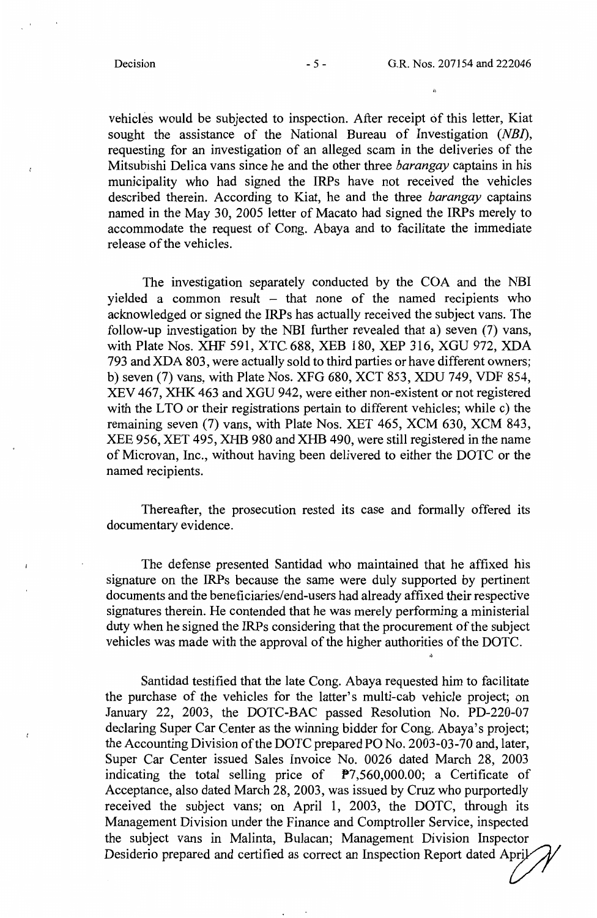vehicles would be subjected to inspection. After receipt of this letter, Kiat sought the assistance of the National Bureau of Investigation (*NBI*), requesting for an investigation of an alleged scam in the deliveries of the Mitsubishi Delica vans since he and the other three *barangay* captains in his municipality who had signed the IRPs have not received the vehicles described therein. According to Kiat, he and the three *barangay* captains named in the May 30, 2005 letter of Macato had signed the IRPs merely to accommodate the request of Cong. Abaya and to facilitate the immediate release of the vehicles.

The investigation separately conducted by the COA and the NBI yielded a common result – that none of the named recipients who acknowledged or signed the IRPs has actually received the subject vans. The follow-up investigation by the NBI further revealed that a) seven (7) vans, with Plate Nos. XHF 591, XTC 688, XEB 180, XEP 316, XGU 972, XDA 793 and XDA 803, were actually sold to third parties or have different owners; b) seven (7) vans, with Plate Nos. XFG 680, XCT 853, XDU 749, VDF 854, XEV 467, XHK 463 and XGU 942, were either non-existent or not registered with the LTO or their registrations pertain to different vehicles; while c) the remaining seven (7) vans, with Plate Nos. XET 465, XCM 630, XCM 843, XEE 956, XET 495, XHB 980 and XHB 490, were still registered in the name of Microvan, Inc., without having been delivered to either the DOTC or the named recipients.

Thereafter, the prosecution rested its case and formally offered its documentary evidence.

The defense presented Santidad who maintained that he affixed his signature on the IRPs because the same were duly supported by pertinent documents and the beneficiaries/end-users had already affixed their respective signatures therein. He contended that he was merely performing a ministerial duty when he signed the IRPs considering that the procurement of the subject vehicles was made with the approval of the higher authorities of the DOTC.

Santidad testified that the late Cong. Abaya requested him to facilitate the purchase of the vehicles for the latter's multi-cab vehicle project; on January 22, 2003, the DOTC-BAC passed Resolution No. PD-220-07 declaring Super Car Center as the winning bidder for Cong. Abaya's project; the Accounting Division of the DOTC prepared PO No. 2003-03-70 and, later, Super Car Center issued Sales Invoice No. 0026 dated March 28, 2003 indicating the total selling price of ₱7,560,000.00; a Certificate of Acceptance, also dated March 28, 2003, was issued by Cruz who purportedly received the subject vans; on April 1, 2003, the DOTC, through its Management Division under the Finance and Comptroller Service, inspected the subject vans in Malinta, Bulacan; Management Division Inspector Desiderio prepared and certified as correct an Inspection Report dated April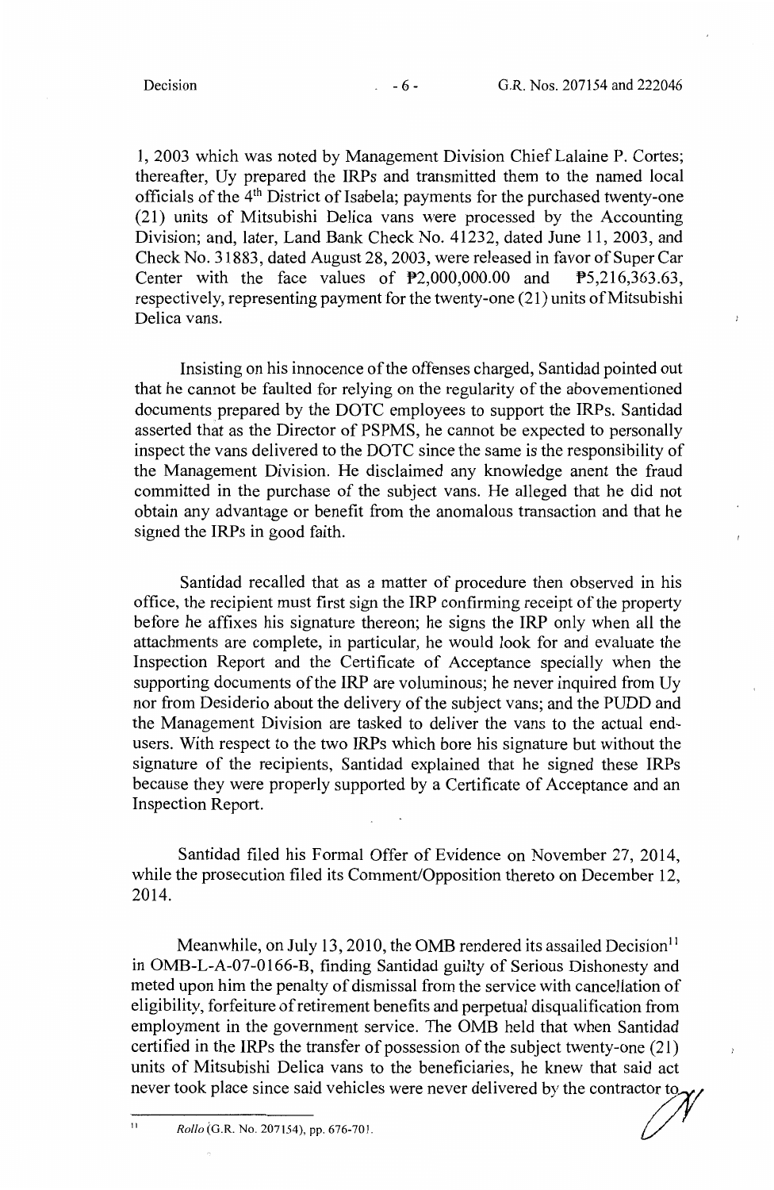1, 2003 which was noted by Management Division Chief Lalaine P. Cortes; thereafter, Uy prepared the IRPs and transmitted them to the named local officials of the 4th District of Isabela; payments for the purchased twenty-one (21) units of Mitsubishi Delica vans were processed by the Accounting Division; and, later, Land Bank Check No. 41232, dated June 11, 2003, and Check No. 31883, dated August 28, 2003, were released in favor of Super Car Center with the face values of ₱2,000,000.00 and ₱5,216,363.63, respectively, representing payment for the twenty-one (21) units of Mitsubishi Delica vans.

Insisting on his innocence of the offenses charged, Santidad pointed out that he cannot be faulted for relying on the regularity of the abovementioned documents prepared by the DOTC employees to support the IRPs. Santidad asserted that as the Director of PSPMS, he cannot be expected to personally inspect the vans delivered to the DOTC since the same is the responsibility of the Management Division. He disclaimed any knowledge anent the fraud committed in the purchase of the subject vans. He alleged that he did not obtain any advantage or benefit from the anomalous transaction and that he signed the IRPs in good faith.

Santidad recalled that as a matter of procedure then observed in his office, the recipient must first sign the IRP confirming receipt of the property before he affixes his signature thereon; he signs the IRP only when all the attachments are complete, in particular, he would look for and evaluate the Inspection Report and the Certificate of Acceptance specially when the supporting documents of the IRP are voluminous; he never inquired from Uy nor from Desiderio about the delivery of the subject vans; and the PUDD and the Management Division are tasked to deliver the vans to the actual end-users. With respect to the two IRPs which bore his signature but without the signature of the recipients, Santidad explained that he signed these IRPs because they were properly supported by a Certificate of Acceptance and an Inspection Report.

Santidad filed his Formal Offer of Evidence on November 27, 2014, while the prosecution filed its Comment/Opposition thereto on December 12, 2014.

Meanwhile, on July 13, 2010, the OMB rendered its assailed Decision[11] in OMB-L-A-07-0166-B, finding Santidad guilty of Serious Dishonesty and meted upon him the penalty of dismissal from the service with cancellation of eligibility, forfeiture of retirement benefits and perpetual disqualification from employment in the government service. The OMB held that when Santidad certified in the IRPs the transfer of possession of the subject twenty-one (21) units of Mitsubishi Delica vans to the beneficiaries, he knew that said act never took place since said vehicles were never delivered by the contractor to

---

[11] *Rollo* (G.R. No. 207154), pp. 676-701.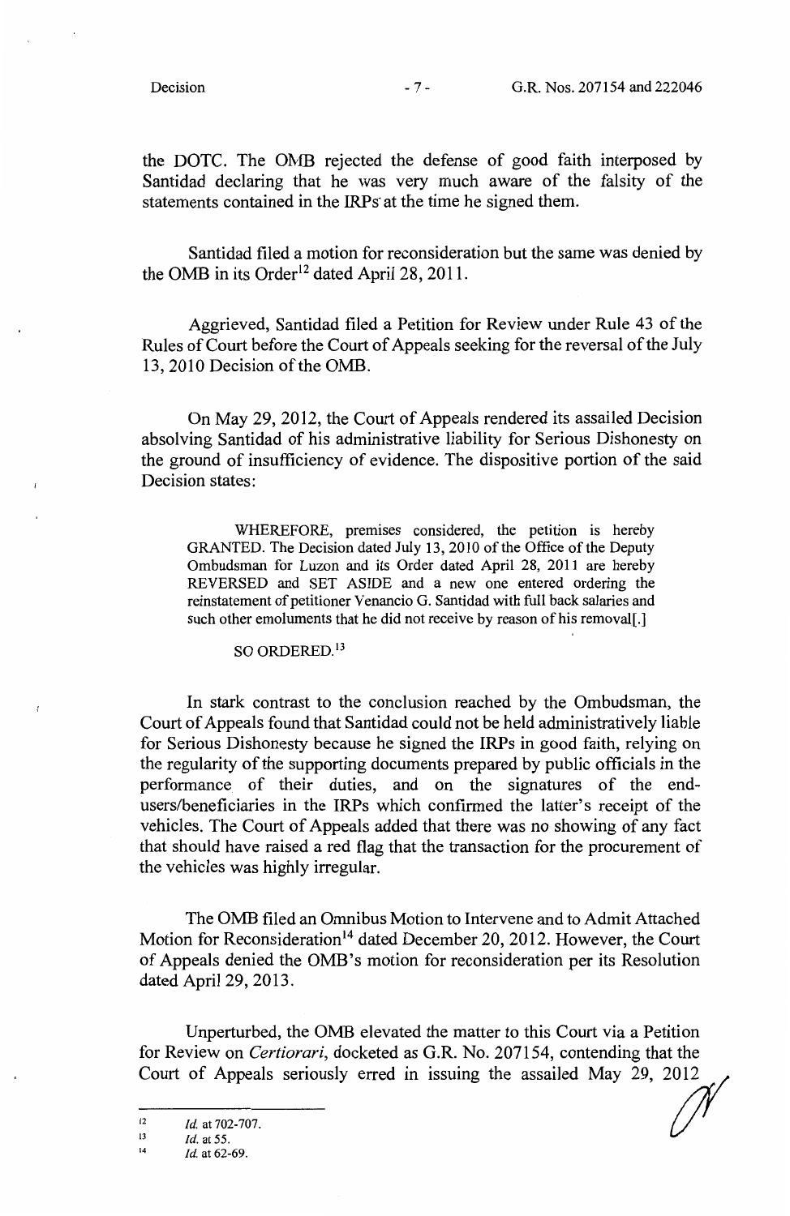the DOTC. The OMB rejected the defense of good faith interposed by Santidad declaring that he was very much aware of the falsity of the statements contained in the IRPs at the time he signed them.

Santidad filed a motion for reconsideration but the same was denied by the OMB in its Order[12] dated April 28, 2011.

Aggrieved, Santidad filed a Petition for Review under Rule 43 of the Rules of Court before the Court of Appeals seeking for the reversal of the July 13, 2010 Decision of the OMB.

On May 29, 2012, the Court of Appeals rendered its assailed Decision absolving Santidad of his administrative liability for Serious Dishonesty on the ground of insufficiency of evidence. The dispositive portion of the said Decision states:

> WHEREFORE, premises considered, the petition is hereby GRANTED. The Decision dated July 13, 2010 of the Office of the Deputy Ombudsman for Luzon and its Order dated April 28, 2011 are hereby REVERSED and SET ASIDE and a new one entered ordering the reinstatement of petitioner Venancio G. Santidad with full back salaries and such other emoluments that he did not receive by reason of his removal[.]
>
> SO ORDERED.[13]

In stark contrast to the conclusion reached by the Ombudsman, the Court of Appeals found that Santidad could not be held administratively liable for Serious Dishonesty because he signed the IRPs in good faith, relying on the regularity of the supporting documents prepared by public officials in the performance of their duties, and on the signatures of the end-users/beneficiaries in the IRPs which confirmed the latter's receipt of the vehicles. The Court of Appeals added that there was no showing of any fact that should have raised a red flag that the transaction for the procurement of the vehicles was highly irregular.

The OMB filed an Omnibus Motion to Intervene and to Admit Attached Motion for Reconsideration[14] dated December 20, 2012. However, the Court of Appeals denied the OMB's motion for reconsideration per its Resolution dated April 29, 2013.

Unperturbed, the OMB elevated the matter to this Court via a Petition for Review on *Certiorari*, docketed as G.R. No. 207154, contending that the Court of Appeals seriously erred in issuing the assailed May 29, 2012

---

[12] *Id.* at 702-707.

[13] *Id.* at 55.

[14] *Id.* at 62-69.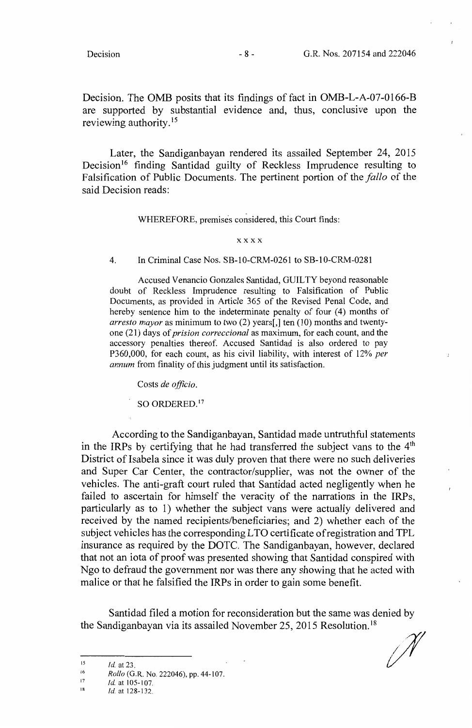Decision. The OMB posits that its findings of fact in OMB-L-A-07-0166-B are supported by substantial evidence and, thus, conclusive upon the reviewing authority.[15]

Later, the Sandiganbayan rendered its assailed September 24, 2015 Decision[16] finding Santidad guilty of Reckless Imprudence resulting to Falsification of Public Documents. The pertinent portion of the *fallo* of the said Decision reads:

> WHEREFORE, premises considered, this Court finds:
>
> x x x x
>
> 4. In Criminal Case Nos. SB-10-CRM-0261 to SB-10-CRM-0281
>
> Accused Venancio Gonzales Santidad, GUILTY beyond reasonable doubt of Reckless Imprudence resulting to Falsification of Public Documents, as provided in Article 365 of the Revised Penal Code, and hereby sentence him to the indeterminate penalty of four (4) months of *arresto mayor* as minimum to two (2) years[,] ten (10) months and twenty-one (21) days of *prision correccional* as maximum, for each count, and the accessory penalties thereof. Accused Santidad is also ordered to pay P360,000, for each count, as his civil liability, with interest of 12% *per annum* from finality of this judgment until its satisfaction.
>
> Costs *de officio*.
>
> SO ORDERED.[17]

According to the Sandiganbayan, Santidad made untruthful statements in the IRPs by certifying that he had transferred the subject vans to the 4th District of Isabela since it was duly proven that there were no such deliveries and Super Car Center, the contractor/supplier, was not the owner of the vehicles. The anti-graft court ruled that Santidad acted negligently when he failed to ascertain for himself the veracity of the narrations in the IRPs, particularly as to 1) whether the subject vans were actually delivered and received by the named recipients/beneficiaries; and 2) whether each of the subject vehicles has the corresponding LTO certificate of registration and TPL insurance as required by the DOTC. The Sandiganbayan, however, declared that not an iota of proof was presented showing that Santidad conspired with Ngo to defraud the government nor was there any showing that he acted with malice or that he falsified the IRPs in order to gain some benefit.

Santidad filed a motion for reconsideration but the same was denied by the Sandiganbayan via its assailed November 25, 2015 Resolution.[18]

---

[15] *Id.* at 23.

[16] *Rollo* (G.R. No. 222046), pp. 44-107.

[17] *Id.* at 105-107.

[18] *Id.* at 128-132.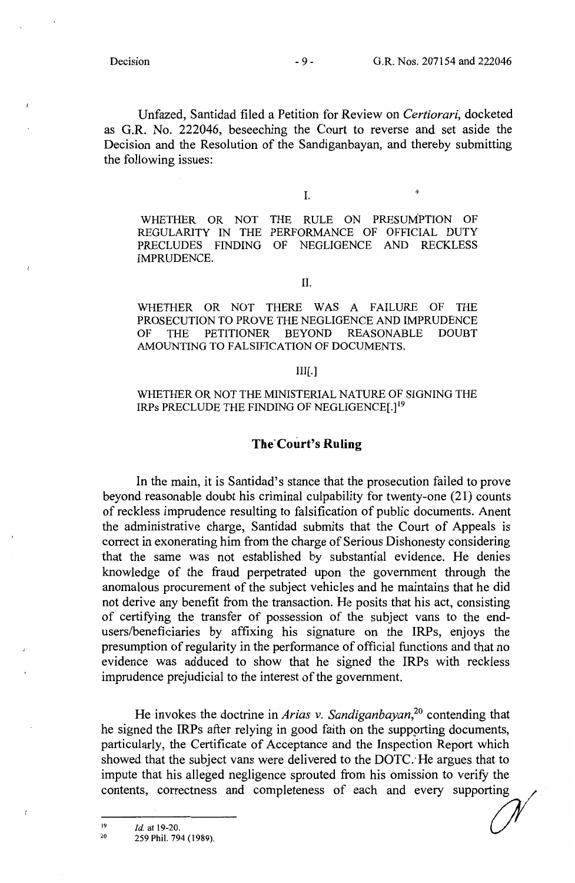Unfazed, Santidad filed a Petition for Review on *Certiorari*, docketed as G.R. No. 222046, beseeching the Court to reverse and set aside the Decision and the Resolution of the Sandiganbayan, and thereby submitting the following issues:

I.

WHETHER OR NOT THE RULE ON PRESUMPTION OF REGULARITY IN THE PERFORMANCE OF OFFICIAL DUTY PRECLUDES FINDING OF NEGLIGENCE AND RECKLESS IMPRUDENCE.

II.

WHETHER OR NOT THERE WAS A FAILURE OF THE PROSECUTION TO PROVE THE NEGLIGENCE AND IMPRUDENCE OF THE PETITIONER BEYOND REASONABLE DOUBT AMOUNTING TO FALSIFICATION OF DOCUMENTS.

III[.]

WHETHER OR NOT THE MINISTERIAL NATURE OF SIGNING THE IRPs PRECLUDE THE FINDING OF NEGLIGENCE[.][19]

## The Court's Ruling

In the main, it is Santidad's stance that the prosecution failed to prove beyond reasonable doubt his criminal culpability for twenty-one (21) counts of reckless imprudence resulting to falsification of public documents. Anent the administrative charge, Santidad submits that the Court of Appeals is correct in exonerating him from the charge of Serious Dishonesty considering that the same was not established by substantial evidence. He denies knowledge of the fraud perpetrated upon the government through the anomalous procurement of the subject vehicles and he maintains that he did not derive any benefit from the transaction. He posits that his act, consisting of certifying the transfer of possession of the subject vans to the end-users/beneficiaries by affixing his signature on the IRPs, enjoys the presumption of regularity in the performance of official functions and that no evidence was adduced to show that he signed the IRPs with reckless imprudence prejudicial to the interest of the government.

He invokes the doctrine in *Arias v. Sandiganbayan*,[20] contending that he signed the IRPs after relying in good faith on the supporting documents, particularly, the Certificate of Acceptance and the Inspection Report which showed that the subject vans were delivered to the DOTC. He argues that to impute that his alleged negligence sprouted from his omission to verify the contents, correctness and completeness of each and every supporting

---

[19] *Id.* at 19-20.

[20] 259 Phil. 794 (1989).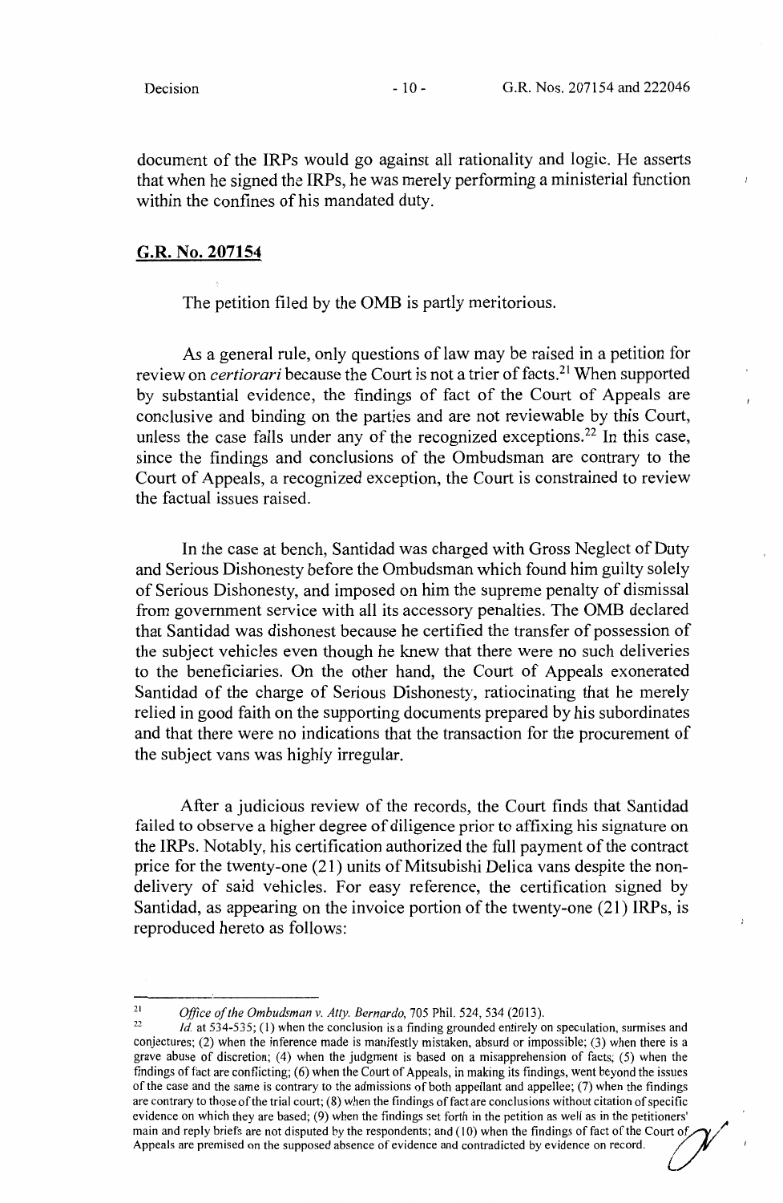document of the IRPs would go against all rationality and logic. He asserts that when he signed the IRPs, he was merely performing a ministerial function within the confines of his mandated duty.

## G.R. No. 207154

The petition filed by the OMB is partly meritorious.

As a general rule, only questions of law may be raised in a petition for review on *certiorari* because the Court is not a trier of facts.[21] When supported by substantial evidence, the findings of fact of the Court of Appeals are conclusive and binding on the parties and are not reviewable by this Court, unless the case falls under any of the recognized exceptions.[22] In this case, since the findings and conclusions of the Ombudsman are contrary to the Court of Appeals, a recognized exception, the Court is constrained to review the factual issues raised.

In the case at bench, Santidad was charged with Gross Neglect of Duty and Serious Dishonesty before the Ombudsman which found him guilty solely of Serious Dishonesty, and imposed on him the supreme penalty of dismissal from government service with all its accessory penalties. The OMB declared that Santidad was dishonest because he certified the transfer of possession of the subject vehicles even though he knew that there were no such deliveries to the beneficiaries. On the other hand, the Court of Appeals exonerated Santidad of the charge of Serious Dishonesty, ratiocinating that he merely relied in good faith on the supporting documents prepared by his subordinates and that there were no indications that the transaction for the procurement of the subject vans was highly irregular.

After a judicious review of the records, the Court finds that Santidad failed to observe a higher degree of diligence prior to affixing his signature on the IRPs. Notably, his certification authorized the full payment of the contract price for the twenty-one (21) units of Mitsubishi Delica vans despite the non-delivery of said vehicles. For easy reference, the certification signed by Santidad, as appearing on the invoice portion of the twenty-one (21) IRPs, is reproduced hereto as follows:

---

[21] *Office of the Ombudsman v. Atty. Bernardo*, 705 Phil. 524, 534 (2013).

[22] *Id.* at 534-535; (1) when the conclusion is a finding grounded entirely on speculation, surmises and conjectures; (2) when the inference made is manifestly mistaken, absurd or impossible; (3) when there is a grave abuse of discretion; (4) when the judgment is based on a misapprehension of facts; (5) when the findings of fact are conflicting; (6) when the Court of Appeals, in making its findings, went beyond the issues of the case and the same is contrary to the admissions of both appellant and appellee; (7) when the findings are contrary to those of the trial court; (8) when the findings of fact are conclusions without citation of specific evidence on which they are based; (9) when the findings set forth in the petition as well as in the petitioners' main and reply briefs are not disputed by the respondents; and (10) when the findings of fact of the Court of Appeals are premised on the supposed absence of evidence and contradicted by evidence on record.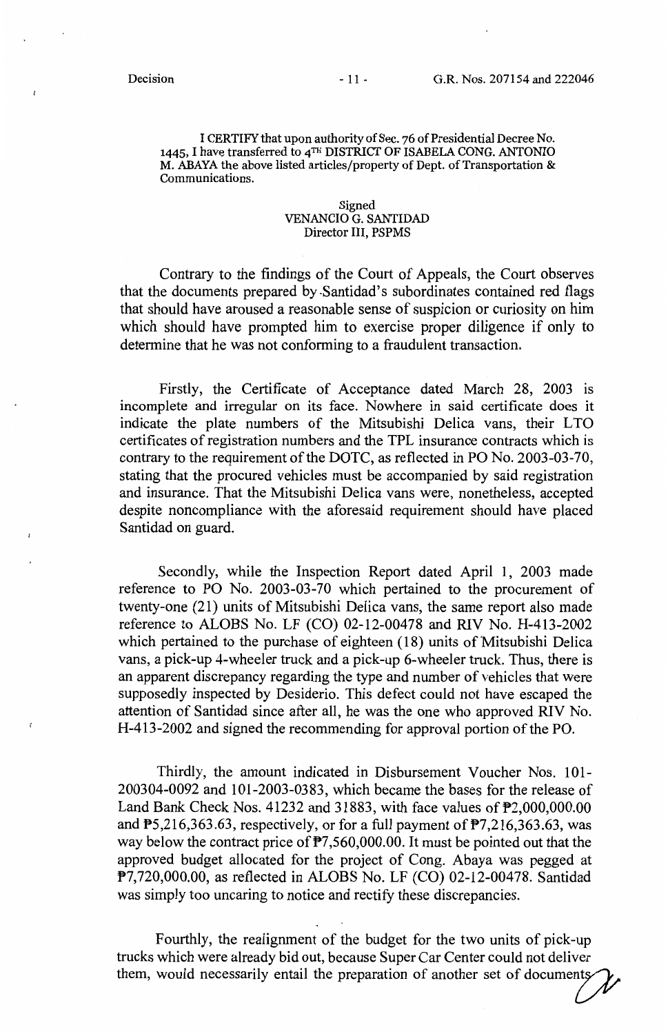I CERTIFY that upon authority of Sec. 76 of Presidential Decree No. 1445, I have transferred to 4TH DISTRICT OF ISABELA CONG. ANTONIO M. ABAYA the above listed articles/property of Dept. of Transportation & Communications.

Signed
VENANCIO G. SANTIDAD
Director III, PSPMS

Contrary to the findings of the Court of Appeals, the Court observes that the documents prepared by Santidad's subordinates contained red flags that should have aroused a reasonable sense of suspicion or curiosity on him which should have prompted him to exercise proper diligence if only to determine that he was not conforming to a fraudulent transaction.

Firstly, the Certificate of Acceptance dated March 28, 2003 is incomplete and irregular on its face. Nowhere in said certificate does it indicate the plate numbers of the Mitsubishi Delica vans, their LTO certificates of registration numbers and the TPL insurance contracts which is contrary to the requirement of the DOTC, as reflected in PO No. 2003-03-70, stating that the procured vehicles must be accompanied by said registration and insurance. That the Mitsubishi Delica vans were, nonetheless, accepted despite noncompliance with the aforesaid requirement should have placed Santidad on guard.

Secondly, while the Inspection Report dated April 1, 2003 made reference to PO No. 2003-03-70 which pertained to the procurement of twenty-one (21) units of Mitsubishi Delica vans, the same report also made reference to ALOBS No. LF (CO) 02-12-00478 and RIV No. H-413-2002 which pertained to the purchase of eighteen (18) units of Mitsubishi Delica vans, a pick-up 4-wheeler truck and a pick-up 6-wheeler truck. Thus, there is an apparent discrepancy regarding the type and number of vehicles that were supposedly inspected by Desiderio. This defect could not have escaped the attention of Santidad since after all, he was the one who approved RIV No. H-413-2002 and signed the recommending for approval portion of the PO.

Thirdly, the amount indicated in Disbursement Voucher Nos. 101-200304-0092 and 101-2003-0383, which became the bases for the release of Land Bank Check Nos. 41232 and 31883, with face values of ₱2,000,000.00 and ₱5,216,363.63, respectively, or for a full payment of ₱7,216,363.63, was way below the contract price of ₱7,560,000.00. It must be pointed out that the approved budget allocated for the project of Cong. Abaya was pegged at ₱7,720,000.00, as reflected in ALOBS No. LF (CO) 02-12-00478. Santidad was simply too uncaring to notice and rectify these discrepancies.

Fourthly, the realignment of the budget for the two units of pick-up trucks which were already bid out, because Super Car Center could not deliver them, would necessarily entail the preparation of another set of documents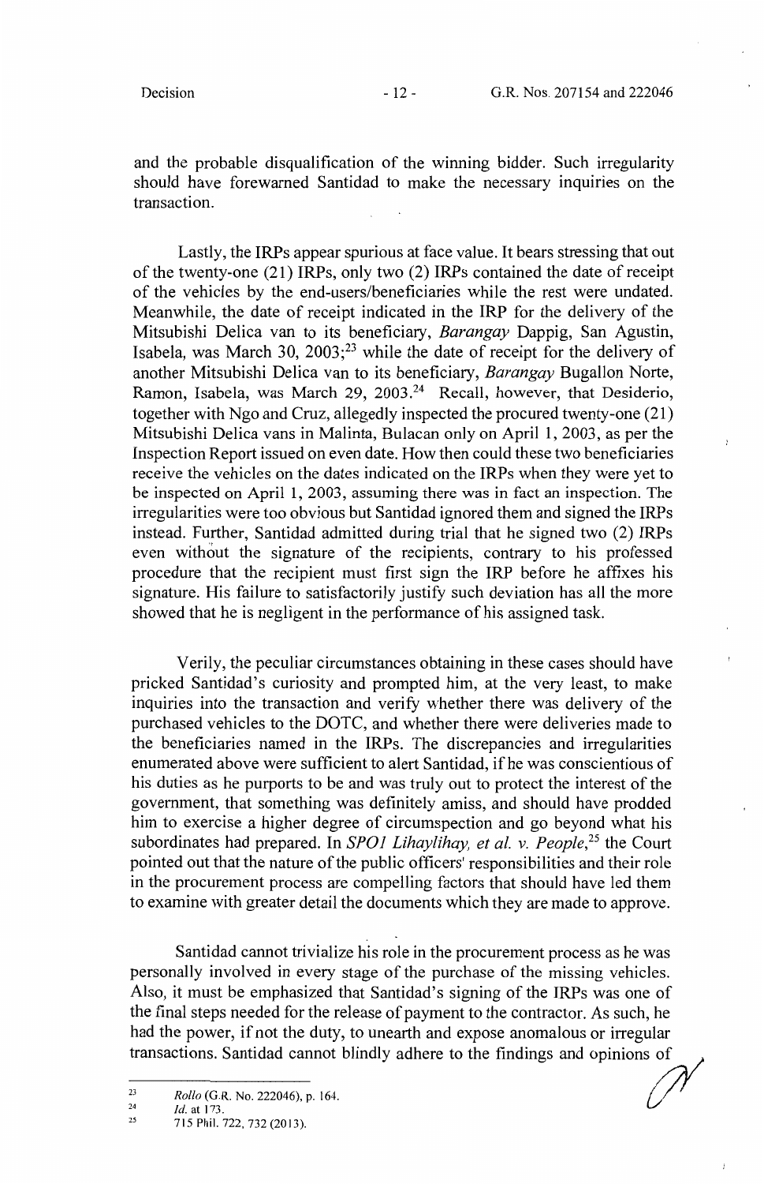and the probable disqualification of the winning bidder. Such irregularity should have forewarned Santidad to make the necessary inquiries on the transaction.

Lastly, the IRPs appear spurious at face value. It bears stressing that out of the twenty-one (21) IRPs, only two (2) IRPs contained the date of receipt of the vehicles by the end-users/beneficiaries while the rest were undated. Meanwhile, the date of receipt indicated in the IRP for the delivery of the Mitsubishi Delica van to its beneficiary, *Barangay* Dappig, San Agustin, Isabela, was March 30, 2003;[23] while the date of receipt for the delivery of another Mitsubishi Delica van to its beneficiary, *Barangay* Bugallon Norte, Ramon, Isabela, was March 29, 2003.[24] Recall, however, that Desiderio, together with Ngo and Cruz, allegedly inspected the procured twenty-one (21) Mitsubishi Delica vans in Malinta, Bulacan only on April 1, 2003, as per the Inspection Report issued on even date. How then could these two beneficiaries receive the vehicles on the dates indicated on the IRPs when they were yet to be inspected on April 1, 2003, assuming there was in fact an inspection. The irregularities were too obvious but Santidad ignored them and signed the IRPs instead. Further, Santidad admitted during trial that he signed two (2) IRPs even without the signature of the recipients, contrary to his professed procedure that the recipient must first sign the IRP before he affixes his signature. His failure to satisfactorily justify such deviation has all the more showed that he is negligent in the performance of his assigned task.

Verily, the peculiar circumstances obtaining in these cases should have pricked Santidad's curiosity and prompted him, at the very least, to make inquiries into the transaction and verify whether there was delivery of the purchased vehicles to the DOTC, and whether there were deliveries made to the beneficiaries named in the IRPs. The discrepancies and irregularities enumerated above were sufficient to alert Santidad, if he was conscientious of his duties as he purports to be and was truly out to protect the interest of the government, that something was definitely amiss, and should have prodded him to exercise a higher degree of circumspection and go beyond what his subordinates had prepared. In *SPO1 Lihaylihay, et al. v. People*,[25] the Court pointed out that the nature of the public officers' responsibilities and their role in the procurement process are compelling factors that should have led them to examine with greater detail the documents which they are made to approve.

Santidad cannot trivialize his role in the procurement process as he was personally involved in every stage of the purchase of the missing vehicles. Also, it must be emphasized that Santidad's signing of the IRPs was one of the final steps needed for the release of payment to the contractor. As such, he had the power, if not the duty, to unearth and expose anomalous or irregular transactions. Santidad cannot blindly adhere to the findings and opinions of

---

[23] *Rollo* (G.R. No. 222046), p. 164.
[24] *Id.* at 173.
[25] 715 Phil. 722, 732 (2013).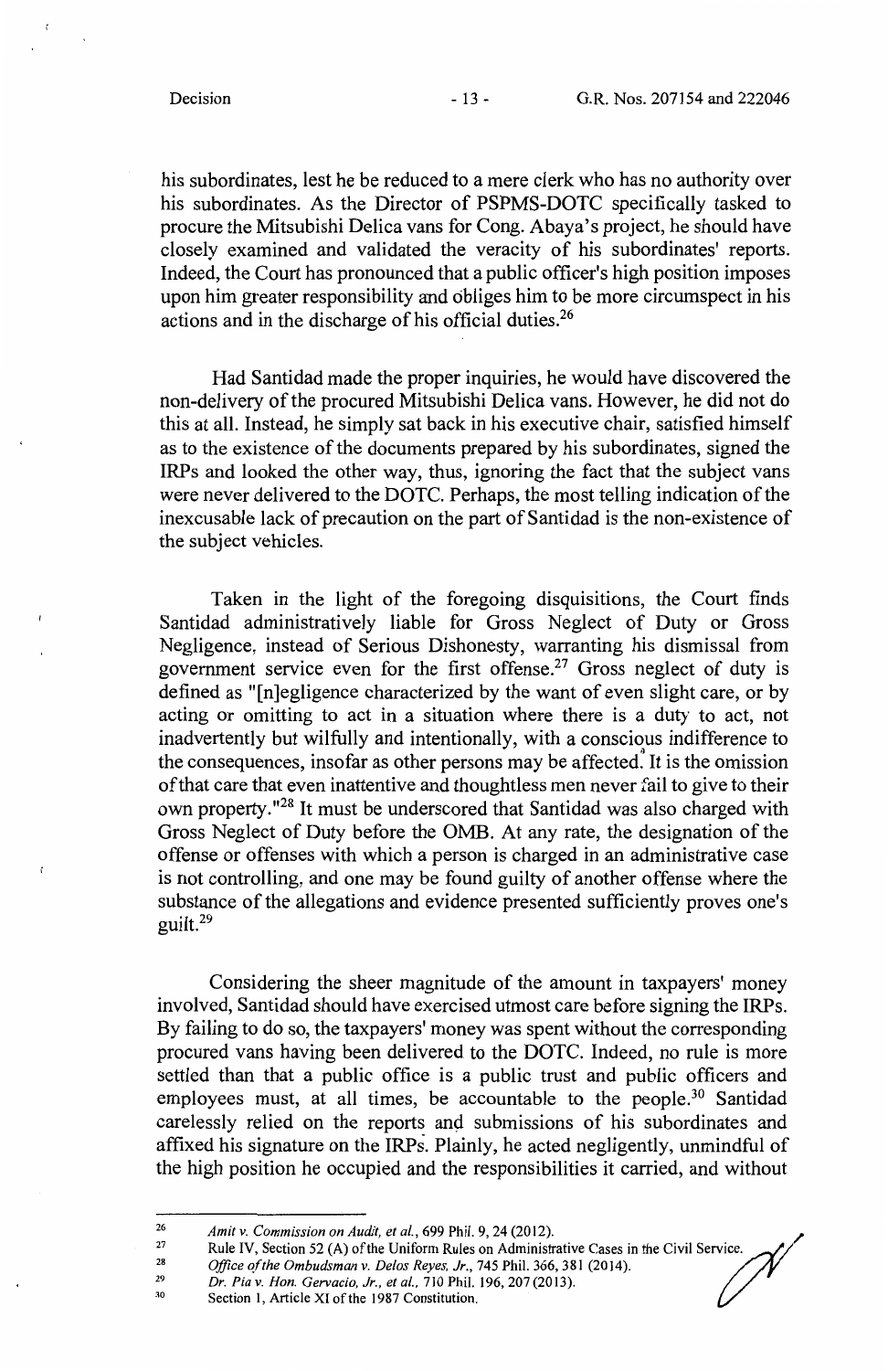his subordinates, lest he be reduced to a mere clerk who has no authority over his subordinates. As the Director of PSPMS-DOTC specifically tasked to procure the Mitsubishi Delica vans for Cong. Abaya's project, he should have closely examined and validated the veracity of his subordinates' reports. Indeed, the Court has pronounced that a public officer's high position imposes upon him greater responsibility and obliges him to be more circumspect in his actions and in the discharge of his official duties.[26]

Had Santidad made the proper inquiries, he would have discovered the non-delivery of the procured Mitsubishi Delica vans. However, he did not do this at all. Instead, he simply sat back in his executive chair, satisfied himself as to the existence of the documents prepared by his subordinates, signed the IRPs and looked the other way, thus, ignoring the fact that the subject vans were never delivered to the DOTC. Perhaps, the most telling indication of the inexcusable lack of precaution on the part of Santidad is the non-existence of the subject vehicles.

Taken in the light of the foregoing disquisitions, the Court finds Santidad administratively liable for Gross Neglect of Duty or Gross Negligence, instead of Serious Dishonesty, warranting his dismissal from government service even for the first offense.[27] Gross neglect of duty is defined as "[n]egligence characterized by the want of even slight care, or by acting or omitting to act in a situation where there is a duty to act, not inadvertently but wilfully and intentionally, with a conscious indifference to the consequences, insofar as other persons may be affected. It is the omission of that care that even inattentive and thoughtless men never fail to give to their own property."[28] It must be underscored that Santidad was also charged with Gross Neglect of Duty before the OMB. At any rate, the designation of the offense or offenses with which a person is charged in an administrative case is not controlling, and one may be found guilty of another offense where the substance of the allegations and evidence presented sufficiently proves one's guilt.[29]

Considering the sheer magnitude of the amount in taxpayers' money involved, Santidad should have exercised utmost care before signing the IRPs. By failing to do so, the taxpayers' money was spent without the corresponding procured vans having been delivered to the DOTC. Indeed, no rule is more settled than that a public office is a public trust and public officers and employees must, at all times, be accountable to the people.[30] Santidad carelessly relied on the reports and submissions of his subordinates and affixed his signature on the IRPs. Plainly, he acted negligently, unmindful of the high position he occupied and the responsibilities it carried, and without

---

[26] *Amit v. Commission on Audit, et al.*, 699 Phil. 9, 24 (2012).

[27] Rule IV, Section 52 (A) of the Uniform Rules on Administrative Cases in the Civil Service.

[28] *Office of the Ombudsman v. Delos Reyes, Jr.*, 745 Phil. 366, 381 (2014).

[29] *Dr. Pia v. Hon. Gervacio, Jr., et al.*, 710 Phil. 196, 207 (2013).

[30] Section 1, Article XI of the 1987 Constitution.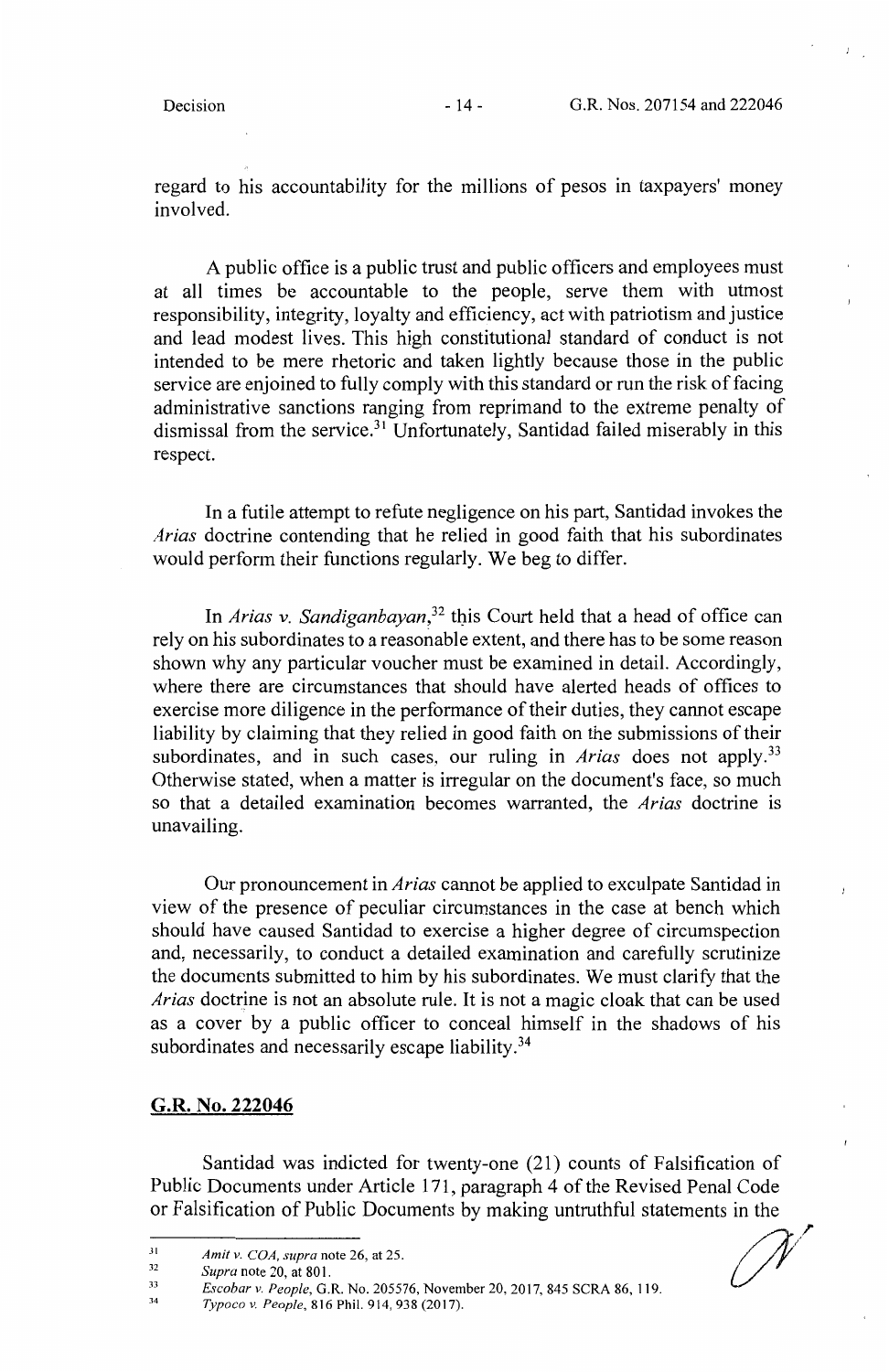regard to his accountability for the millions of pesos in taxpayers' money involved.

A public office is a public trust and public officers and employees must at all times be accountable to the people, serve them with utmost responsibility, integrity, loyalty and efficiency, act with patriotism and justice and lead modest lives. This high constitutional standard of conduct is not intended to be mere rhetoric and taken lightly because those in the public service are enjoined to fully comply with this standard or run the risk of facing administrative sanctions ranging from reprimand to the extreme penalty of dismissal from the service.[31] Unfortunately, Santidad failed miserably in this respect.

In a futile attempt to refute negligence on his part, Santidad invokes the *Arias* doctrine contending that he relied in good faith that his subordinates would perform their functions regularly. We beg to differ.

In *Arias v. Sandiganbayan*,[32] this Court held that a head of office can rely on his subordinates to a reasonable extent, and there has to be some reason shown why any particular voucher must be examined in detail. Accordingly, where there are circumstances that should have alerted heads of offices to exercise more diligence in the performance of their duties, they cannot escape liability by claiming that they relied in good faith on the submissions of their subordinates, and in such cases, our ruling in *Arias* does not apply.[33] Otherwise stated, when a matter is irregular on the document's face, so much so that a detailed examination becomes warranted, the *Arias* doctrine is unavailing.

Our pronouncement in *Arias* cannot be applied to exculpate Santidad in view of the presence of peculiar circumstances in the case at bench which should have caused Santidad to exercise a higher degree of circumspection and, necessarily, to conduct a detailed examination and carefully scrutinize the documents submitted to him by his subordinates. We must clarify that the *Arias* doctrine is not an absolute rule. It is not a magic cloak that can be used as a cover by a public officer to conceal himself in the shadows of his subordinates and necessarily escape liability.[34]

## G.R. No. 222046

Santidad was indicted for twenty-one (21) counts of Falsification of Public Documents under Article 171, paragraph 4 of the Revised Penal Code or Falsification of Public Documents by making untruthful statements in the

---

31 *Amit v. COA*, *supra* note 26, at 25.

32 *Supra* note 20, at 801.

33 *Escobar v. People*, G.R. No. 205576, November 20, 2017, 845 SCRA 86, 119.

34 *Typoco v. People*, 816 Phil. 914, 938 (2017).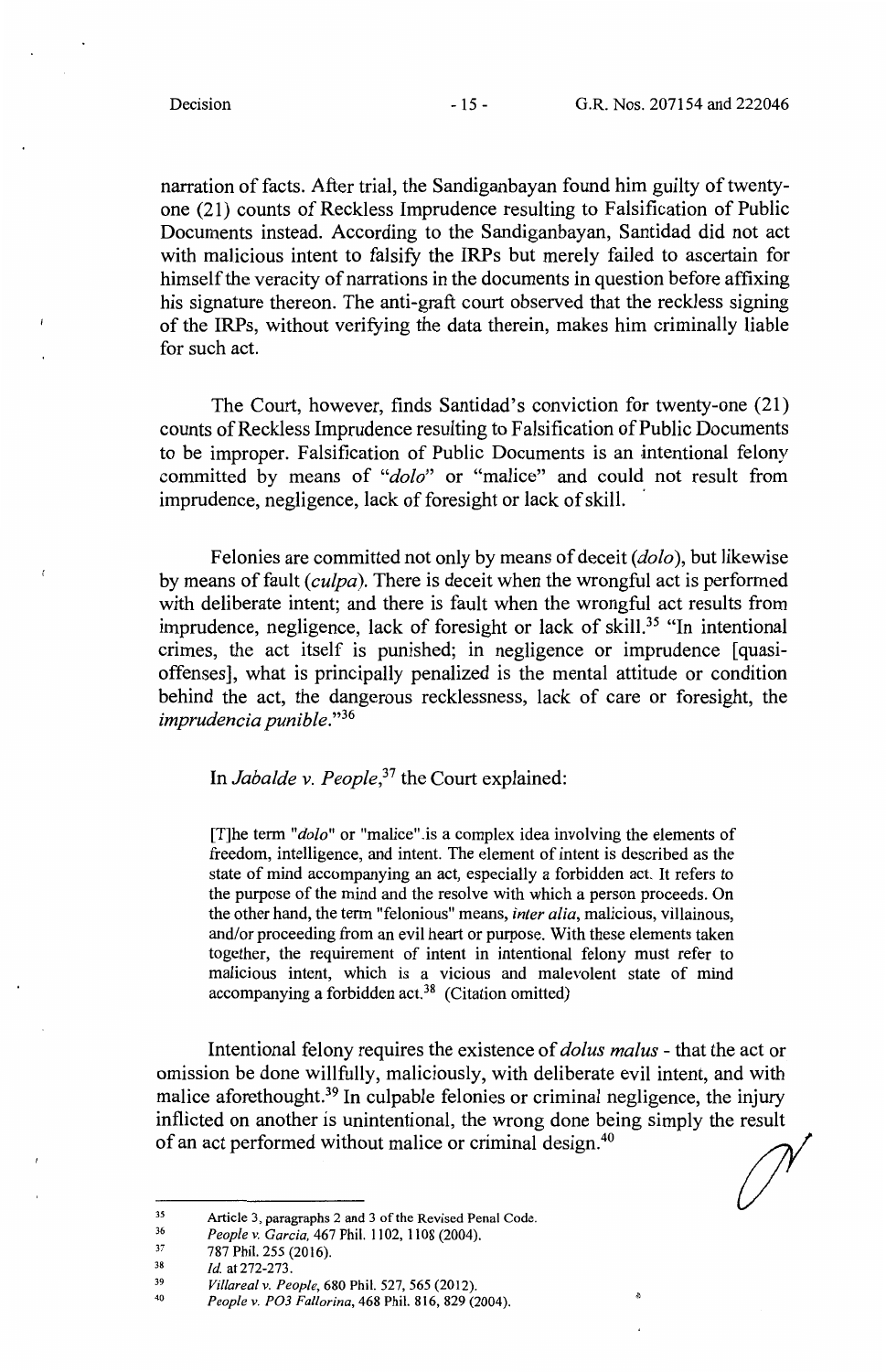narration of facts. After trial, the Sandiganbayan found him guilty of twenty-one (21) counts of Reckless Imprudence resulting to Falsification of Public Documents instead. According to the Sandiganbayan, Santidad did not act with malicious intent to falsify the IRPs but merely failed to ascertain for himself the veracity of narrations in the documents in question before affixing his signature thereon. The anti-graft court observed that the reckless signing of the IRPs, without verifying the data therein, makes him criminally liable for such act.

The Court, however, finds Santidad's conviction for twenty-one (21) counts of Reckless Imprudence resulting to Falsification of Public Documents to be improper. Falsification of Public Documents is an intentional felony committed by means of "*dolo*" or "malice" and could not result from imprudence, negligence, lack of foresight or lack of skill.

Felonies are committed not only by means of deceit (*dolo*), but likewise by means of fault (*culpa*). There is deceit when the wrongful act is performed with deliberate intent; and there is fault when the wrongful act results from imprudence, negligence, lack of foresight or lack of skill.[35] "In intentional crimes, the act itself is punished; in negligence or imprudence [quasi-offenses], what is principally penalized is the mental attitude or condition behind the act, the dangerous recklessness, lack of care or foresight, the *imprudencia punible*."[36]

In *Jabalde v. People*,[37] the Court explained:

> [T]he term "*dolo*" or "malice" is a complex idea involving the elements of freedom, intelligence, and intent. The element of intent is described as the state of mind accompanying an act, especially a forbidden act. It refers to the purpose of the mind and the resolve with which a person proceeds. On the other hand, the term "felonious" means, *inter alia*, malicious, villainous, and/or proceeding from an evil heart or purpose. With these elements taken together, the requirement of intent in intentional felony must refer to malicious intent, which is a vicious and malevolent state of mind accompanying a forbidden act.[38] (Citation omitted)

Intentional felony requires the existence of *dolus malus* - that the act or omission be done willfully, maliciously, with deliberate evil intent, and with malice aforethought.[39] In culpable felonies or criminal negligence, the injury inflicted on another is unintentional, the wrong done being simply the result of an act performed without malice or criminal design.[40]

---

[35] Article 3, paragraphs 2 and 3 of the Revised Penal Code.

[36] *People v. Garcia*, 467 Phil. 1102, 1108 (2004).

[37] 787 Phil. 255 (2016).

[38] *Id.* at 272-273.

[39] *Villareal v. People*, 680 Phil. 527, 565 (2012).

[40] *People v. PO3 Fallorina*, 468 Phil. 816, 829 (2004).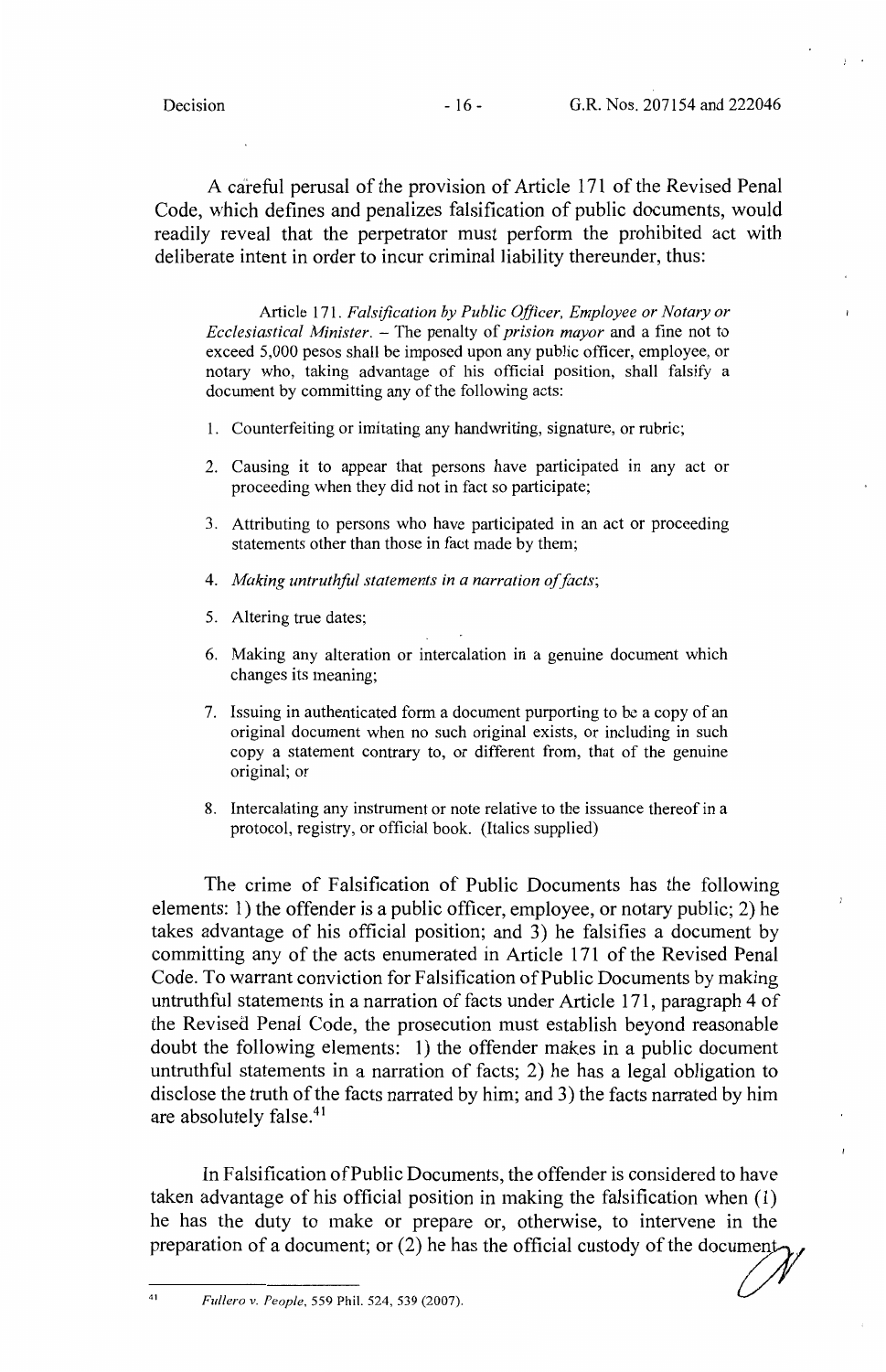A careful perusal of the provision of Article 171 of the Revised Penal Code, which defines and penalizes falsification of public documents, would readily reveal that the perpetrator must perform the prohibited act with deliberate intent in order to incur criminal liability thereunder, thus:

> Article 171. *Falsification by Public Officer, Employee or Notary or Ecclesiastical Minister.* – The penalty of *prision mayor* and a fine not to exceed 5,000 pesos shall be imposed upon any public officer, employee, or notary who, taking advantage of his official position, shall falsify a document by committing any of the following acts:
>
> 1. Counterfeiting or imitating any handwriting, signature, or rubric;
> 2. Causing it to appear that persons have participated in any act or proceeding when they did not in fact so participate;
> 3. Attributing to persons who have participated in an act or proceeding statements other than those in fact made by them;
> 4. *Making untruthful statements in a narration of facts*;
> 5. Altering true dates;
> 6. Making any alteration or intercalation in a genuine document which changes its meaning;
> 7. Issuing in authenticated form a document purporting to be a copy of an original document when no such original exists, or including in such copy a statement contrary to, or different from, that of the genuine original; or
> 8. Intercalating any instrument or note relative to the issuance thereof in a protocol, registry, or official book. (Italics supplied)

The crime of Falsification of Public Documents has the following elements: 1) the offender is a public officer, employee, or notary public; 2) he takes advantage of his official position; and 3) he falsifies a document by committing any of the acts enumerated in Article 171 of the Revised Penal Code. To warrant conviction for Falsification of Public Documents by making untruthful statements in a narration of facts under Article 171, paragraph 4 of the Revised Penal Code, the prosecution must establish beyond reasonable doubt the following elements: 1) the offender makes in a public document untruthful statements in a narration of facts; 2) he has a legal obligation to disclose the truth of the facts narrated by him; and 3) the facts narrated by him are absolutely false.[41]

In Falsification of Public Documents, the offender is considered to have taken advantage of his official position in making the falsification when (1) he has the duty to make or prepare or, otherwise, to intervene in the preparation of a document; or (2) he has the official custody of the document

---

[41] *Fullero v. People*, 559 Phil. 524, 539 (2007).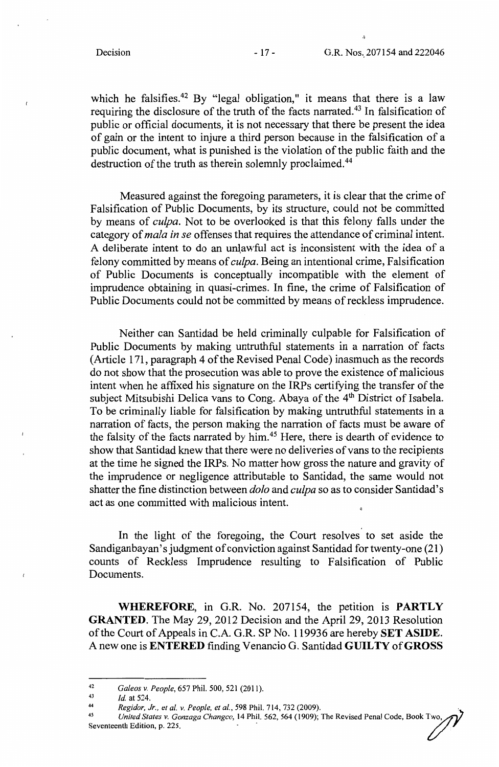which he falsifies.[42] By "legal obligation," it means that there is a law requiring the disclosure of the truth of the facts narrated.[43] In falsification of public or official documents, it is not necessary that there be present the idea of gain or the intent to injure a third person because in the falsification of a public document, what is punished is the violation of the public faith and the destruction of the truth as therein solemnly proclaimed.[44]

Measured against the foregoing parameters, it is clear that the crime of Falsification of Public Documents, by its structure, could not be committed by means of *culpa*. Not to be overlooked is that this felony falls under the category of *mala in se* offenses that requires the attendance of criminal intent. A deliberate intent to do an unlawful act is inconsistent with the idea of a felony committed by means of *culpa*. Being an intentional crime, Falsification of Public Documents is conceptually incompatible with the element of imprudence obtaining in quasi-crimes. In fine, the crime of Falsification of Public Documents could not be committed by means of reckless imprudence.

Neither can Santidad be held criminally culpable for Falsification of Public Documents by making untruthful statements in a narration of facts (Article 171, paragraph 4 of the Revised Penal Code) inasmuch as the records do not show that the prosecution was able to prove the existence of malicious intent when he affixed his signature on the IRPs certifying the transfer of the subject Mitsubishi Delica vans to Cong. Abaya of the 4th District of Isabela. To be criminally liable for falsification by making untruthful statements in a narration of facts, the person making the narration of facts must be aware of the falsity of the facts narrated by him.[45] Here, there is dearth of evidence to show that Santidad knew that there were no deliveries of vans to the recipients at the time he signed the IRPs. No matter how gross the nature and gravity of the imprudence or negligence attributable to Santidad, the same would not shatter the fine distinction between *dolo* and *culpa* so as to consider Santidad's act as one committed with malicious intent.

In the light of the foregoing, the Court resolves to set aside the Sandiganbayan's judgment of conviction against Santidad for twenty-one (21) counts of Reckless Imprudence resulting to Falsification of Public Documents.

**WHEREFORE**, in G.R. No. 207154, the petition is **PARTLY GRANTED**. The May 29, 2012 Decision and the April 29, 2013 Resolution of the Court of Appeals in C.A. G.R. SP No. 119936 are hereby **SET ASIDE**. A new one is **ENTERED** finding Venancio G. Santidad **GUILTY** of **GROSS**

---

42 *Galeos v. People*, 657 Phil. 500, 521 (2011).

43 *Id.* at 524.

44 *Regidor, Jr., et al. v. People, et al.*, 598 Phil. 714, 732 (2009).

45 *United States v. Gonzaga Changco*, 14 Phil. 562, 564 (1909); The Revised Penal Code, Book Two, Seventeenth Edition, p. 225.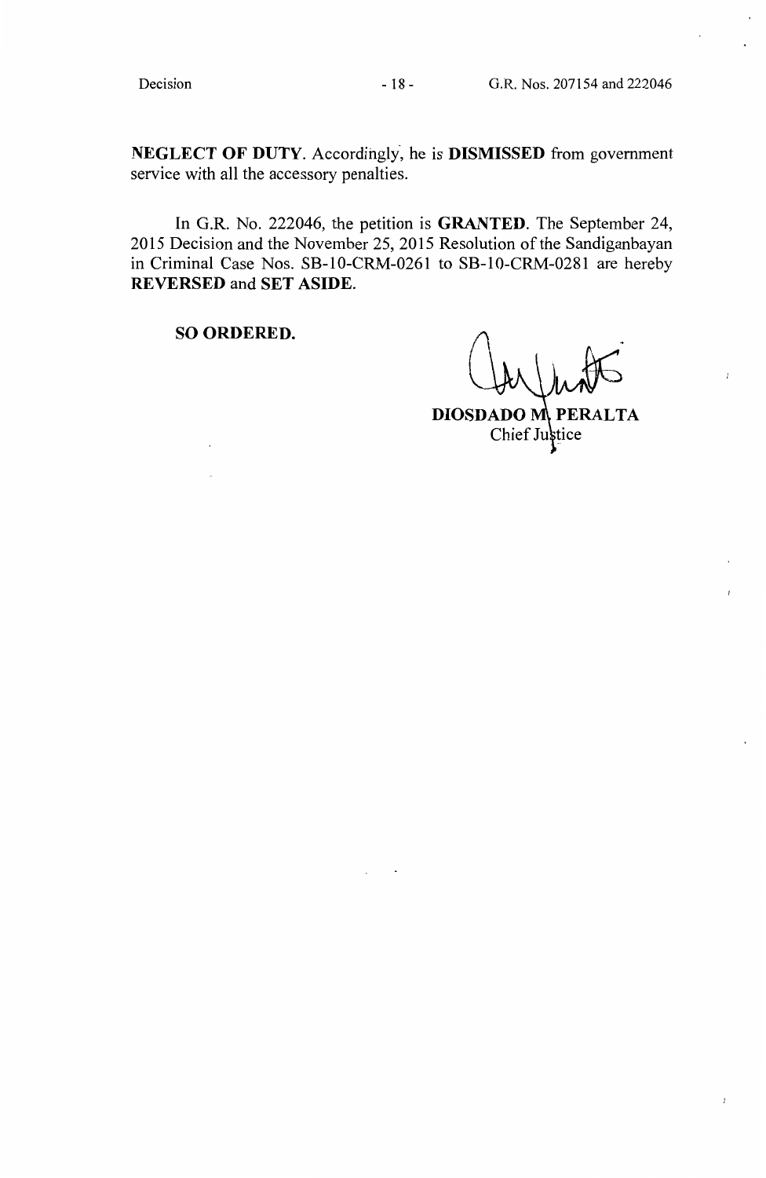**NEGLECT OF DUTY**. Accordingly, he is **DISMISSED** from government service with all the accessory penalties.

In G.R. No. 222046, the petition is **GRANTED**. The September 24, 2015 Decision and the November 25, 2015 Resolution of the Sandiganbayan in Criminal Case Nos. SB-10-CRM-0261 to SB-10-CRM-0281 are hereby **REVERSED** and **SET ASIDE**.

**SO ORDERED.**

**DIOSDADO M. PERALTA**
Chief Justice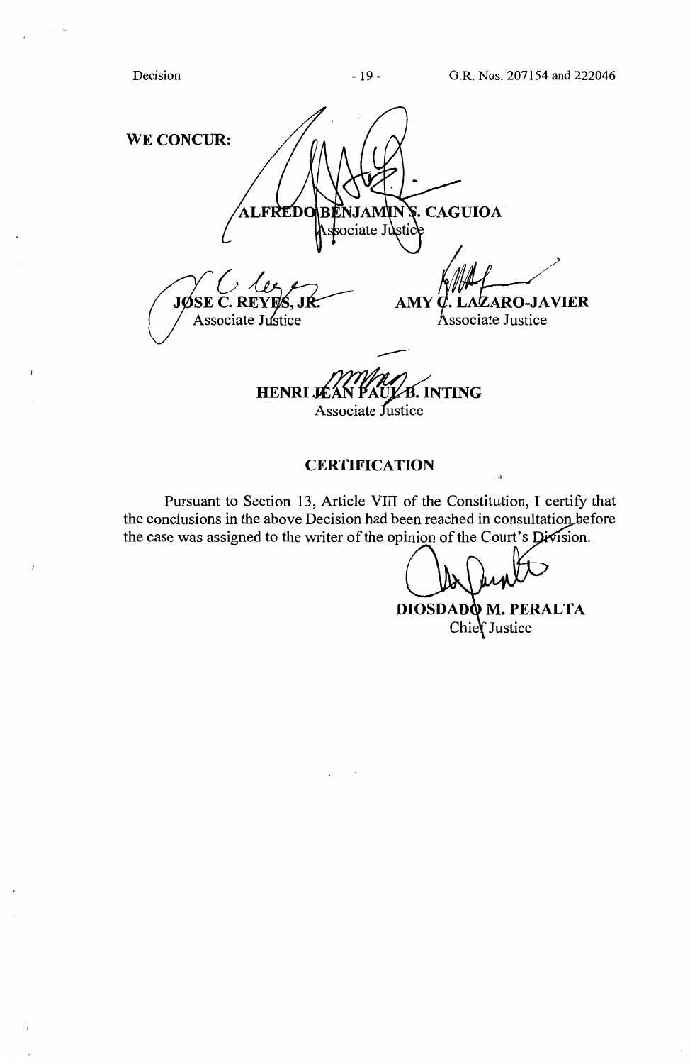**WE CONCUR:**

**ALFREDO BENJAMIN S. CAGUIOA**
Associate Justice

**JOSE C. REYES, JR.**
Associate Justice

**AMY C. LAZARO-JAVIER**
Associate Justice

**HENRI JEAN PAUL B. INTING**
Associate Justice

## CERTIFICATION

Pursuant to Section 13, Article VIII of the Constitution, I certify that the conclusions in the above Decision had been reached in consultation before the case was assigned to the writer of the opinion of the Court's Division.

**DIOSDADO M. PERALTA**
Chief Justice